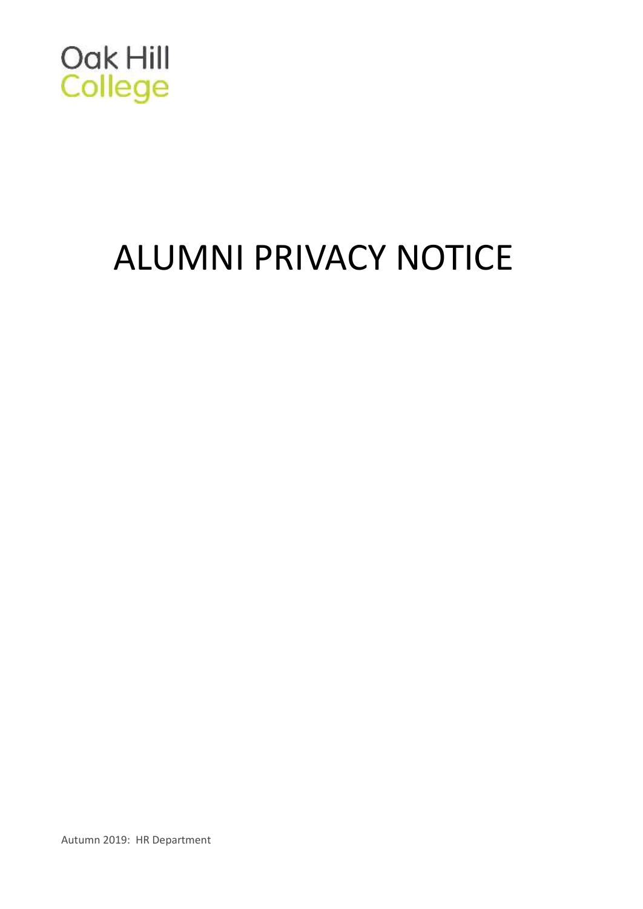Oak Hill
College

# ALUMNI PRIVACY NOTICE

Autumn 2019: HR Department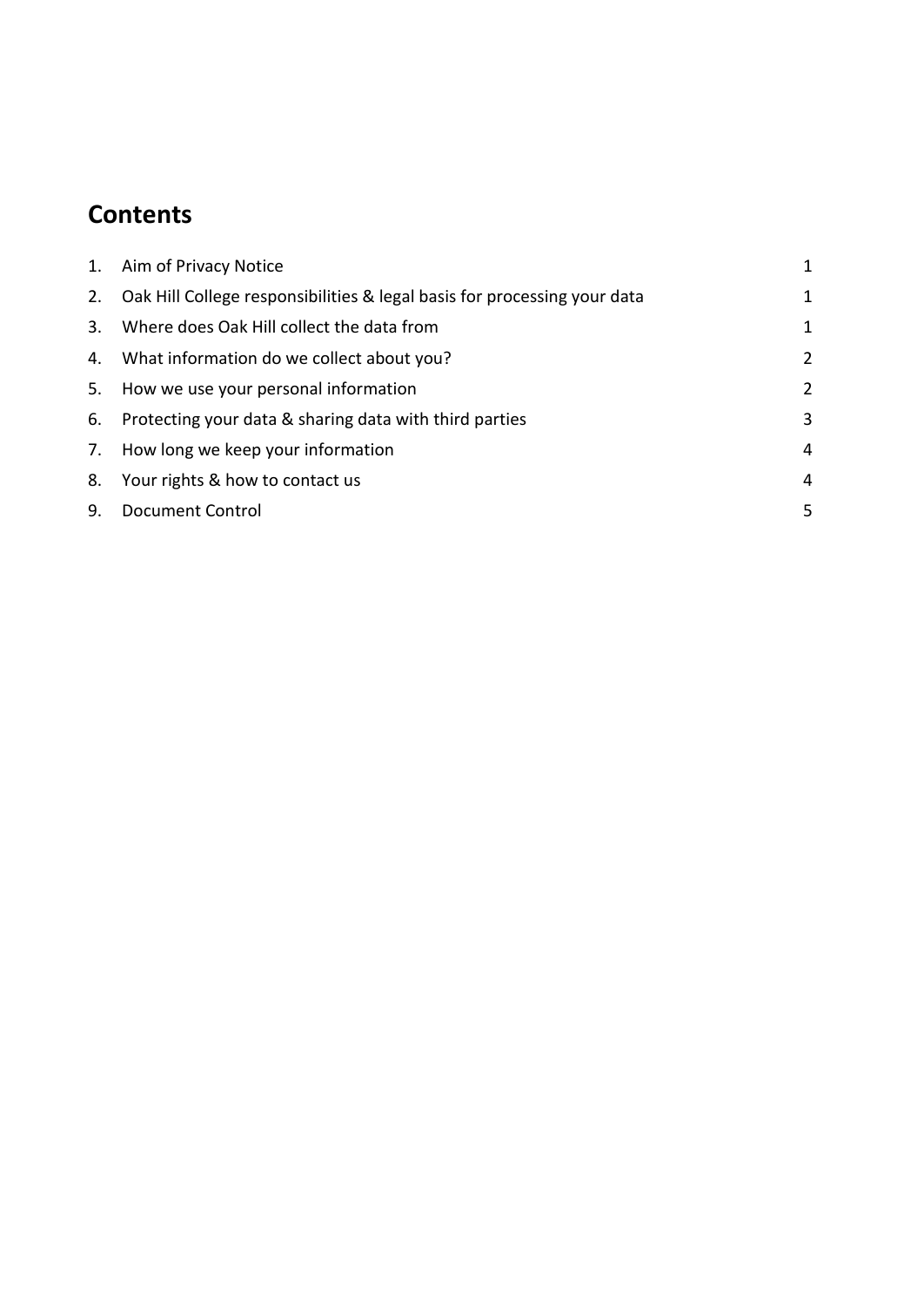## Contents

| | | |
|---|---|---|
| 1. | Aim of Privacy Notice | 1 |
| 2. | Oak Hill College responsibilities & legal basis for processing your data | 1 |
| 3. | Where does Oak Hill collect the data from | 1 |
| 4. | What information do we collect about you? | 2 |
| 5. | How we use your personal information | 2 |
| 6. | Protecting your data & sharing data with third parties | 3 |
| 7. | How long we keep your information | 4 |
| 8. | Your rights & how to contact us | 4 |
| 9. | Document Control | 5 |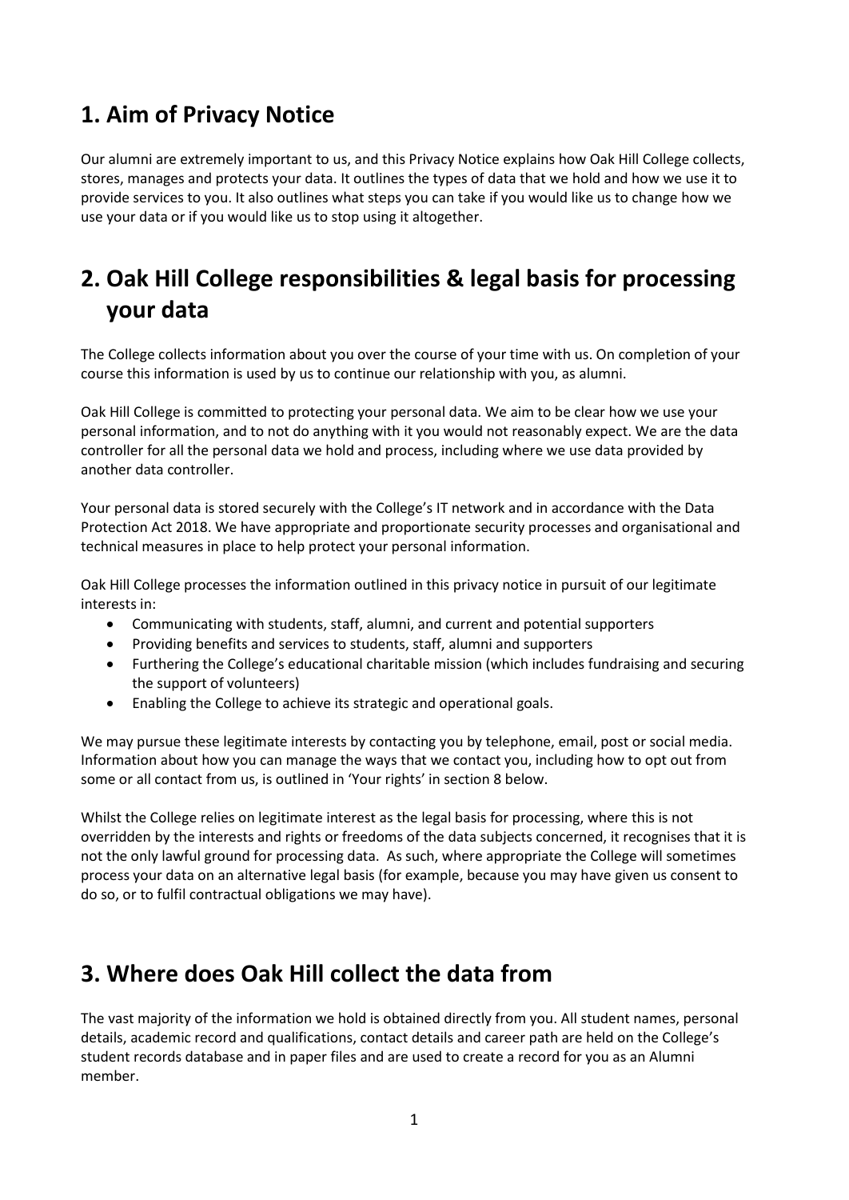## 1. Aim of Privacy Notice

Our alumni are extremely important to us, and this Privacy Notice explains how Oak Hill College collects, stores, manages and protects your data. It outlines the types of data that we hold and how we use it to provide services to you. It also outlines what steps you can take if you would like us to change how we use your data or if you would like us to stop using it altogether.

## 2. Oak Hill College responsibilities & legal basis for processing your data

The College collects information about you over the course of your time with us. On completion of your course this information is used by us to continue our relationship with you, as alumni.

Oak Hill College is committed to protecting your personal data. We aim to be clear how we use your personal information, and to not do anything with it you would not reasonably expect. We are the data controller for all the personal data we hold and process, including where we use data provided by another data controller.

Your personal data is stored securely with the College's IT network and in accordance with the Data Protection Act 2018. We have appropriate and proportionate security processes and organisational and technical measures in place to help protect your personal information.

Oak Hill College processes the information outlined in this privacy notice in pursuit of our legitimate interests in:

- Communicating with students, staff, alumni, and current and potential supporters
- Providing benefits and services to students, staff, alumni and supporters
- Furthering the College's educational charitable mission (which includes fundraising and securing the support of volunteers)
- Enabling the College to achieve its strategic and operational goals.

We may pursue these legitimate interests by contacting you by telephone, email, post or social media. Information about how you can manage the ways that we contact you, including how to opt out from some or all contact from us, is outlined in 'Your rights' in section 8 below.

Whilst the College relies on legitimate interest as the legal basis for processing, where this is not overridden by the interests and rights or freedoms of the data subjects concerned, it recognises that it is not the only lawful ground for processing data. As such, where appropriate the College will sometimes process your data on an alternative legal basis (for example, because you may have given us consent to do so, or to fulfil contractual obligations we may have).

## 3. Where does Oak Hill collect the data from

The vast majority of the information we hold is obtained directly from you. All student names, personal details, academic record and qualifications, contact details and career path are held on the College's student records database and in paper files and are used to create a record for you as an Alumni member.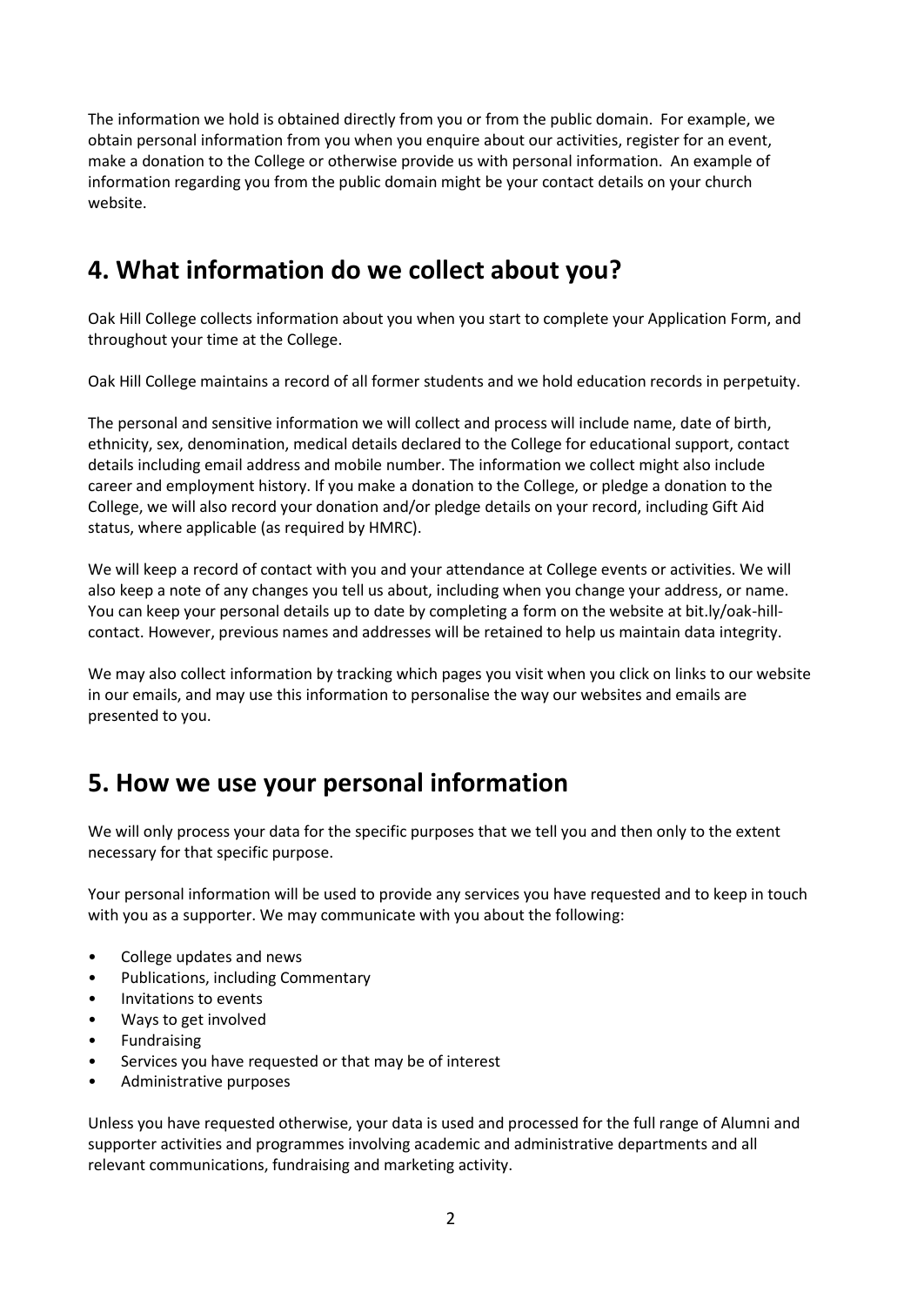The information we hold is obtained directly from you or from the public domain. For example, we obtain personal information from you when you enquire about our activities, register for an event, make a donation to the College or otherwise provide us with personal information. An example of information regarding you from the public domain might be your contact details on your church website.

## 4. What information do we collect about you?

Oak Hill College collects information about you when you start to complete your Application Form, and throughout your time at the College.

Oak Hill College maintains a record of all former students and we hold education records in perpetuity.

The personal and sensitive information we will collect and process will include name, date of birth, ethnicity, sex, denomination, medical details declared to the College for educational support, contact details including email address and mobile number. The information we collect might also include career and employment history. If you make a donation to the College, or pledge a donation to the College, we will also record your donation and/or pledge details on your record, including Gift Aid status, where applicable (as required by HMRC).

We will keep a record of contact with you and your attendance at College events or activities. We will also keep a note of any changes you tell us about, including when you change your address, or name. You can keep your personal details up to date by completing a form on the website at bit.ly/oak-hill-contact. However, previous names and addresses will be retained to help us maintain data integrity.

We may also collect information by tracking which pages you visit when you click on links to our website in our emails, and may use this information to personalise the way our websites and emails are presented to you.

## 5. How we use your personal information

We will only process your data for the specific purposes that we tell you and then only to the extent necessary for that specific purpose.

Your personal information will be used to provide any services you have requested and to keep in touch with you as a supporter. We may communicate with you about the following:

- College updates and news
- Publications, including Commentary
- Invitations to events
- Ways to get involved
- Fundraising
- Services you have requested or that may be of interest
- Administrative purposes

Unless you have requested otherwise, your data is used and processed for the full range of Alumni and supporter activities and programmes involving academic and administrative departments and all relevant communications, fundraising and marketing activity.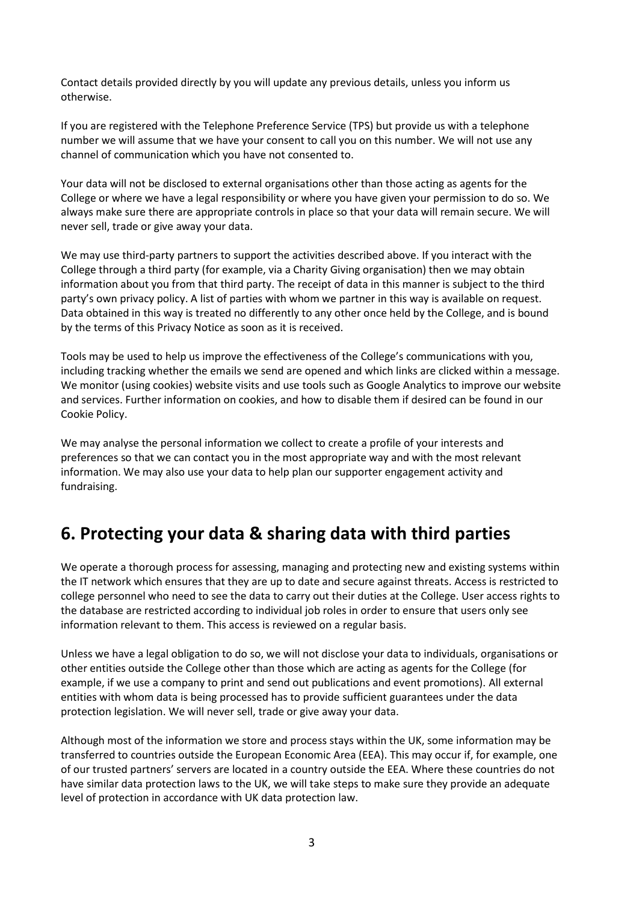Contact details provided directly by you will update any previous details, unless you inform us otherwise.

If you are registered with the Telephone Preference Service (TPS) but provide us with a telephone number we will assume that we have your consent to call you on this number. We will not use any channel of communication which you have not consented to.

Your data will not be disclosed to external organisations other than those acting as agents for the College or where we have a legal responsibility or where you have given your permission to do so. We always make sure there are appropriate controls in place so that your data will remain secure. We will never sell, trade or give away your data.

We may use third-party partners to support the activities described above. If you interact with the College through a third party (for example, via a Charity Giving organisation) then we may obtain information about you from that third party. The receipt of data in this manner is subject to the third party's own privacy policy. A list of parties with whom we partner in this way is available on request. Data obtained in this way is treated no differently to any other once held by the College, and is bound by the terms of this Privacy Notice as soon as it is received.

Tools may be used to help us improve the effectiveness of the College's communications with you, including tracking whether the emails we send are opened and which links are clicked within a message. We monitor (using cookies) website visits and use tools such as Google Analytics to improve our website and services. Further information on cookies, and how to disable them if desired can be found in our Cookie Policy.

We may analyse the personal information we collect to create a profile of your interests and preferences so that we can contact you in the most appropriate way and with the most relevant information. We may also use your data to help plan our supporter engagement activity and fundraising.

## 6. Protecting your data & sharing data with third parties

We operate a thorough process for assessing, managing and protecting new and existing systems within the IT network which ensures that they are up to date and secure against threats. Access is restricted to college personnel who need to see the data to carry out their duties at the College. User access rights to the database are restricted according to individual job roles in order to ensure that users only see information relevant to them. This access is reviewed on a regular basis.

Unless we have a legal obligation to do so, we will not disclose your data to individuals, organisations or other entities outside the College other than those which are acting as agents for the College (for example, if we use a company to print and send out publications and event promotions). All external entities with whom data is being processed has to provide sufficient guarantees under the data protection legislation. We will never sell, trade or give away your data.

Although most of the information we store and process stays within the UK, some information may be transferred to countries outside the European Economic Area (EEA). This may occur if, for example, one of our trusted partners' servers are located in a country outside the EEA. Where these countries do not have similar data protection laws to the UK, we will take steps to make sure they provide an adequate level of protection in accordance with UK data protection law.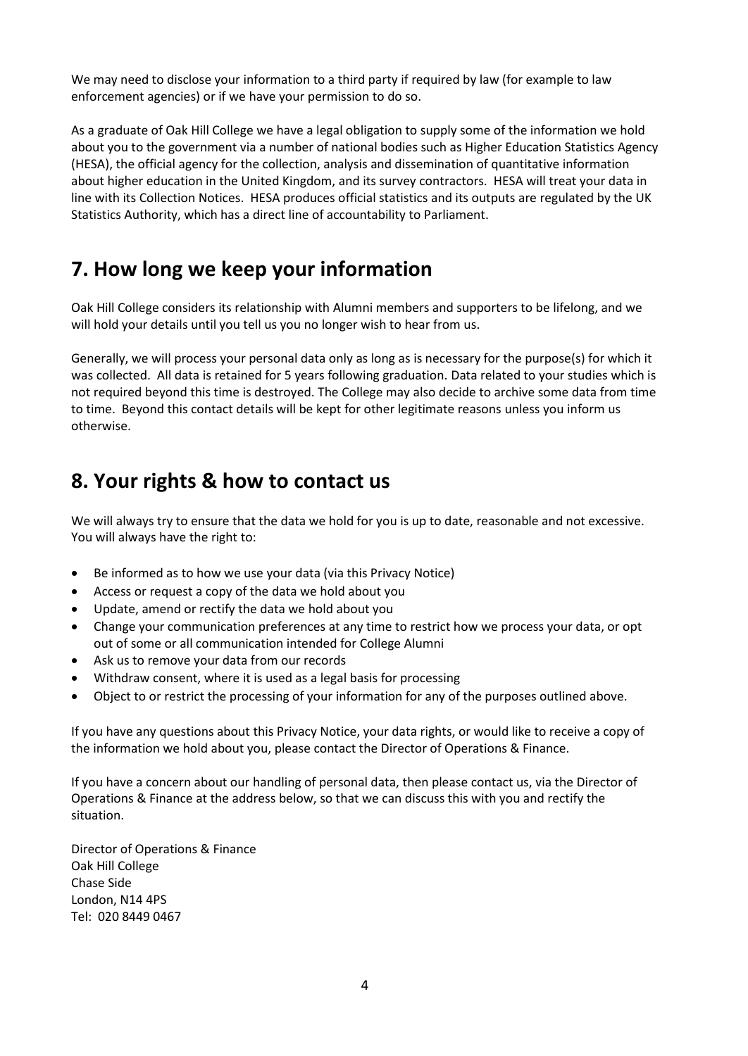We may need to disclose your information to a third party if required by law (for example to law enforcement agencies) or if we have your permission to do so.

As a graduate of Oak Hill College we have a legal obligation to supply some of the information we hold about you to the government via a number of national bodies such as Higher Education Statistics Agency (HESA), the official agency for the collection, analysis and dissemination of quantitative information about higher education in the United Kingdom, and its survey contractors. HESA will treat your data in line with its Collection Notices. HESA produces official statistics and its outputs are regulated by the UK Statistics Authority, which has a direct line of accountability to Parliament.

# 7. How long we keep your information

Oak Hill College considers its relationship with Alumni members and supporters to be lifelong, and we will hold your details until you tell us you no longer wish to hear from us.

Generally, we will process your personal data only as long as is necessary for the purpose(s) for which it was collected. All data is retained for 5 years following graduation. Data related to your studies which is not required beyond this time is destroyed. The College may also decide to archive some data from time to time. Beyond this contact details will be kept for other legitimate reasons unless you inform us otherwise.

# 8. Your rights & how to contact us

We will always try to ensure that the data we hold for you is up to date, reasonable and not excessive. You will always have the right to:

- Be informed as to how we use your data (via this Privacy Notice)
- Access or request a copy of the data we hold about you
- Update, amend or rectify the data we hold about you
- Change your communication preferences at any time to restrict how we process your data, or opt out of some or all communication intended for College Alumni
- Ask us to remove your data from our records
- Withdraw consent, where it is used as a legal basis for processing
- Object to or restrict the processing of your information for any of the purposes outlined above.

If you have any questions about this Privacy Notice, your data rights, or would like to receive a copy of the information we hold about you, please contact the Director of Operations & Finance.

If you have a concern about our handling of personal data, then please contact us, via the Director of Operations & Finance at the address below, so that we can discuss this with you and rectify the situation.

Director of Operations & Finance
Oak Hill College
Chase Side
London, N14 4PS
Tel: 020 8449 0467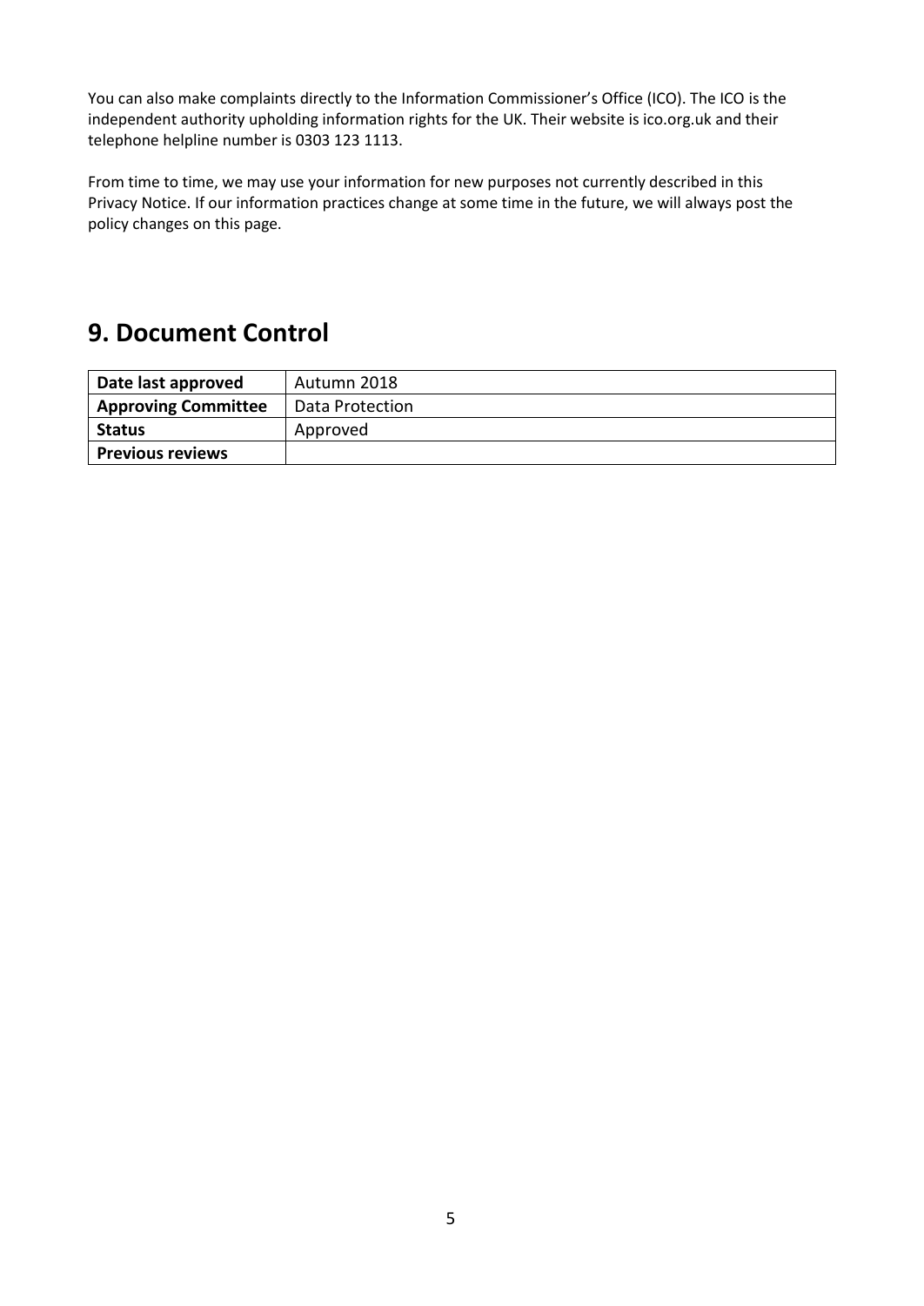You can also make complaints directly to the Information Commissioner's Office (ICO). The ICO is the independent authority upholding information rights for the UK. Their website is ico.org.uk and their telephone helpline number is 0303 123 1113.

From time to time, we may use your information for new purposes not currently described in this Privacy Notice. If our information practices change at some time in the future, we will always post the policy changes on this page.

## 9. Document Control

| | |
|---|---|
| **Date last approved** | Autumn 2018 |
| **Approving Committee** | Data Protection |
| **Status** | Approved |
| **Previous reviews** | |